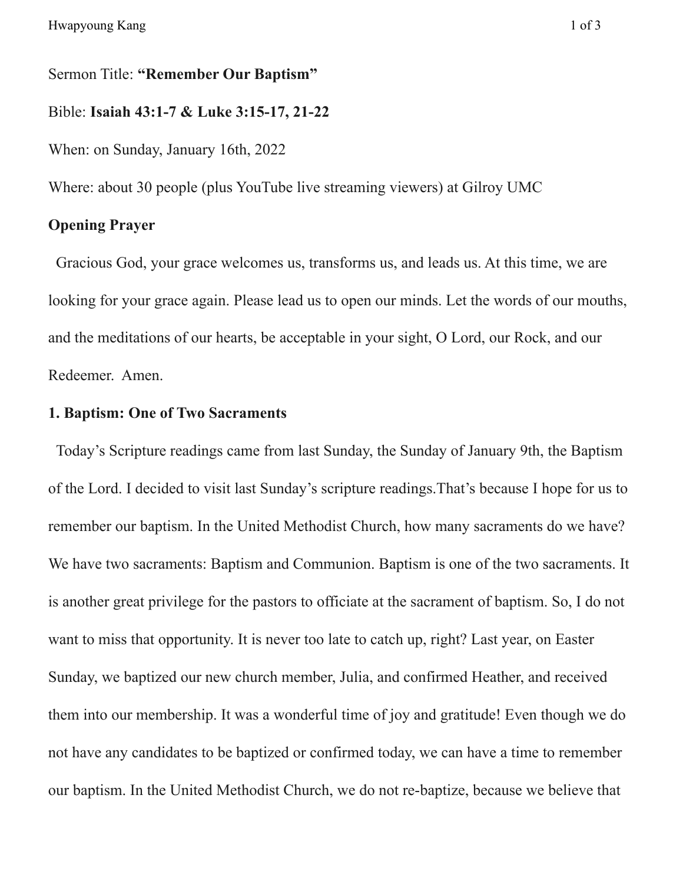Sermon Title: **"Remember Our Baptism"**

Bible: **Isaiah 43:1-7 & Luke 3:15-17, 21-22**

When: on Sunday, January 16th, 2022

Where: about 30 people (plus YouTube live streaming viewers) at Gilroy UMC

**Opening Prayer**

Gracious God, your grace welcomes us, transforms us, and leads us. At this time, we are looking for your grace again. Please lead us to open our minds. Let the words of our mouths, and the meditations of our hearts, be acceptable in your sight, O Lord, our Rock, and our Redeemer. Amen.

**1. Baptism: One of Two Sacraments**

Today's Scripture readings came from last Sunday, the Sunday of January 9th, the Baptism of the Lord. I decided to visit last Sunday's scripture readings.That's because I hope for us to remember our baptism. In the United Methodist Church, how many sacraments do we have? We have two sacraments: Baptism and Communion. Baptism is one of the two sacraments. It is another great privilege for the pastors to officiate at the sacrament of baptism. So, I do not want to miss that opportunity. It is never too late to catch up, right? Last year, on Easter Sunday, we baptized our new church member, Julia, and confirmed Heather, and received them into our membership. It was a wonderful time of joy and gratitude! Even though we do not have any candidates to be baptized or confirmed today, we can have a time to remember our baptism. In the United Methodist Church, we do not re-baptize, because we believe that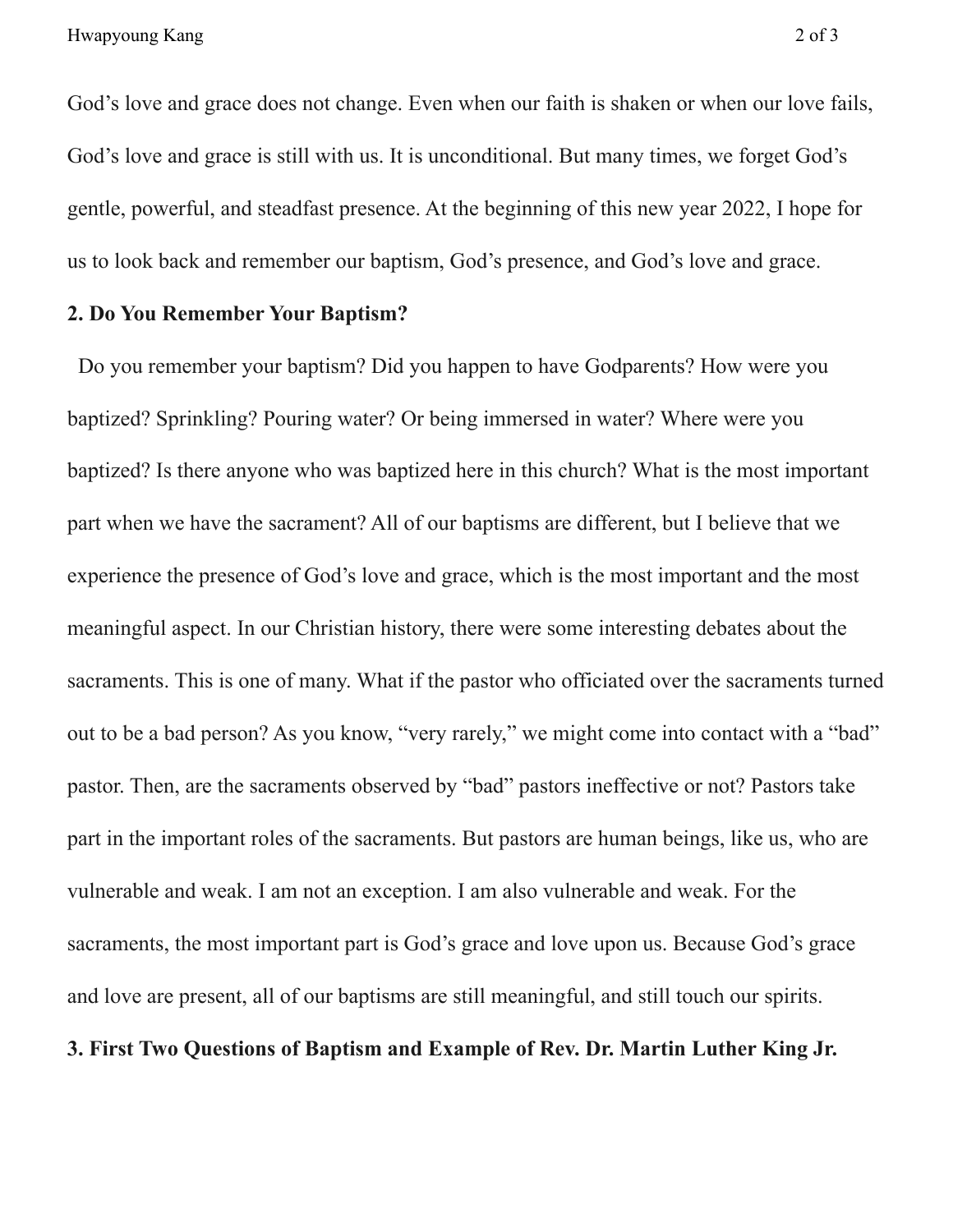God's love and grace does not change. Even when our faith is shaken or when our love fails, God's love and grace is still with us. It is unconditional. But many times, we forget God's gentle, powerful, and steadfast presence. At the beginning of this new year 2022, I hope for us to look back and remember our baptism, God's presence, and God's love and grace.

**2. Do You Remember Your Baptism?**

Do you remember your baptism? Did you happen to have Godparents? How were you baptized? Sprinkling? Pouring water? Or being immersed in water? Where were you baptized? Is there anyone who was baptized here in this church? What is the most important part when we have the sacrament? All of our baptisms are different, but I believe that we experience the presence of God's love and grace, which is the most important and the most meaningful aspect. In our Christian history, there were some interesting debates about the sacraments. This is one of many. What if the pastor who officiated over the sacraments turned out to be a bad person? As you know, "very rarely," we might come into contact with a "bad" pastor. Then, are the sacraments observed by "bad" pastors ineffective or not? Pastors take part in the important roles of the sacraments. But pastors are human beings, like us, who are vulnerable and weak. I am not an exception. I am also vulnerable and weak. For the sacraments, the most important part is God's grace and love upon us. Because God's grace and love are present, all of our baptisms are still meaningful, and still touch our spirits.

**3. First Two Questions of Baptism and Example of Rev. Dr. Martin Luther King Jr.**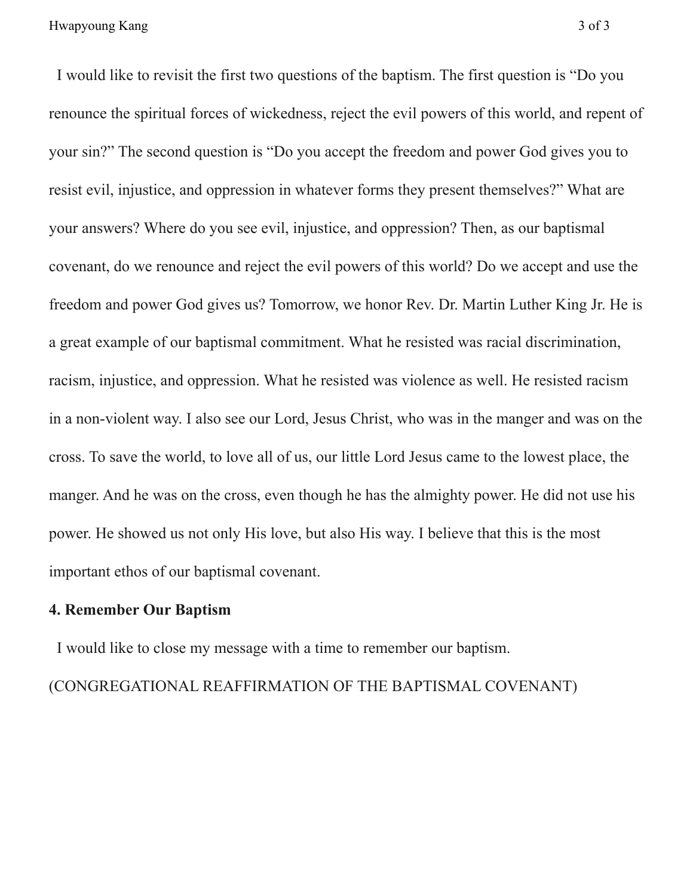I would like to revisit the first two questions of the baptism. The first question is “Do you renounce the spiritual forces of wickedness, reject the evil powers of this world, and repent of your sin?” The second question is “Do you accept the freedom and power God gives you to resist evil, injustice, and oppression in whatever forms they present themselves?” What are your answers? Where do you see evil, injustice, and oppression? Then, as our baptismal covenant, do we renounce and reject the evil powers of this world? Do we accept and use the freedom and power God gives us? Tomorrow, we honor Rev. Dr. Martin Luther King Jr. He is a great example of our baptismal commitment. What he resisted was racial discrimination, racism, injustice, and oppression. What he resisted was violence as well. He resisted racism in a non-violent way. I also see our Lord, Jesus Christ, who was in the manger and was on the cross. To save the world, to love all of us, our little Lord Jesus came to the lowest place, the manger. And he was on the cross, even though he has the almighty power. He did not use his power. He showed us not only His love, but also His way. I believe that this is the most important ethos of our baptismal covenant.

**4. Remember Our Baptism**

I would like to close my message with a time to remember our baptism.

(CONGREGATIONAL REAFFIRMATION OF THE BAPTISMAL COVENANT)